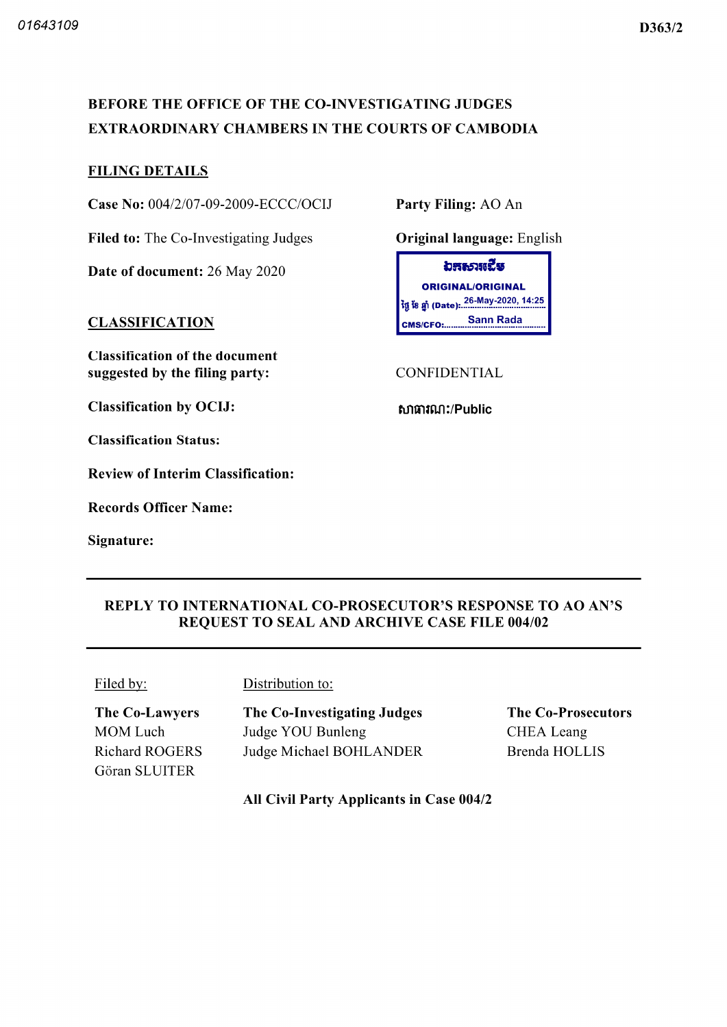01643109 D363/2

**BEFORE THE OFFICE OF THE CO-INVESTIGATING JUDGES**
**EXTRAORDINARY CHAMBERS IN THE COURTS OF CAMBODIA**

**FILING DETAILS**

**Case No:** 004/2/07-09-2009-ECCC/OCIJ

**Party Filing:** AO An

**Filed to:** The Co-Investigating Judges

**Original language:** English

**Date of document:** 26 May 2020

ឯកសារដើម
ORIGINAL/ORIGINAL
ថ្ងៃ ខែ ឆ្នាំ (Date): 26-May-2020, 14:25
CMS/CFO: Sann Rada

**CLASSIFICATION**

**Classification of the document suggested by the filing party:** CONFIDENTIAL

**Classification by OCIJ:** សាធារណៈ/Public

**Classification Status:**

**Review of Interim Classification:**

**Records Officer Name:**

**Signature:**

---

**REPLY TO INTERNATIONAL CO-PROSECUTOR'S RESPONSE TO AO AN'S REQUEST TO SEAL AND ARCHIVE CASE FILE 004/02**

---

Filed by:

**The Co-Lawyers**
MOM Luch
Richard ROGERS
Göran SLUITER

Distribution to:

**The Co-Investigating Judges**
Judge YOU Bunleng
Judge Michael BOHLANDER

**The Co-Prosecutors**
CHEA Leang
Brenda HOLLIS

**All Civil Party Applicants in Case 004/2**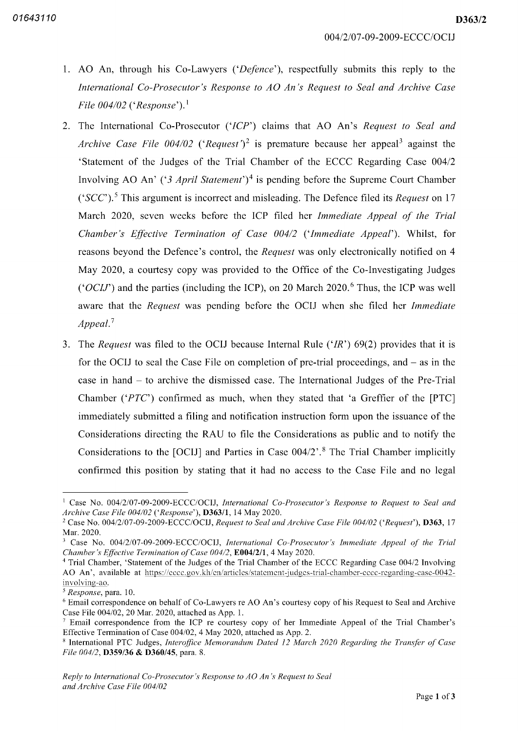1. AO An, through his Co-Lawyers ('*Defence*'), respectfully submits this reply to the *International Co-Prosecutor's Response to AO An's Request to Seal and Archive Case File 004/02* ('*Response*').[1]

2. The International Co-Prosecutor ('*ICP*') claims that AO An's *Request to Seal and Archive Case File 004/02* ('*Request*')[2] is premature because her appeal[3] against the 'Statement of the Judges of the Trial Chamber of the ECCC Regarding Case 004/2 Involving AO An' ('*3 April Statement*')[4] is pending before the Supreme Court Chamber ('*SCC*').[5] This argument is incorrect and misleading. The Defence filed its *Request* on 17 March 2020, seven weeks before the ICP filed her *Immediate Appeal of the Trial Chamber's Effective Termination of Case 004/2* ('*Immediate Appeal*'). Whilst, for reasons beyond the Defence's control, the *Request* was only electronically notified on 4 May 2020, a courtesy copy was provided to the Office of the Co-Investigating Judges ('*OCIJ*') and the parties (including the ICP), on 20 March 2020.[6] Thus, the ICP was well aware that the *Request* was pending before the OCIJ when she filed her *Immediate Appeal*.[7]

3. The *Request* was filed to the OCIJ because Internal Rule ('*IR*') 69(2) provides that it is for the OCIJ to seal the Case File on completion of pre-trial proceedings, and – as in the case in hand – to archive the dismissed case. The International Judges of the Pre-Trial Chamber ('*PTC*') confirmed as much, when they stated that 'a Greffier of the [PTC] immediately submitted a filing and notification instruction form upon the issuance of the Considerations directing the RAU to file the Considerations as public and to notify the Considerations to the [OCIJ] and Parties in Case 004/2'.[8] The Trial Chamber implicitly confirmed this position by stating that it had no access to the Case File and no legal

---

[1] Case No. 004/2/07-09-2009-ECCC/OCIJ, *International Co-Prosecutor's Response to Request to Seal and Archive Case File 004/02* ('*Response*'), **D363/1**, 14 May 2020.

[2] Case No. 004/2/07-09-2009-ECCC/OCIJ, *Request to Seal and Archive Case File 004/02* ('*Request*'), **D363**, 17 Mar. 2020.

[3] Case No. 004/2/07-09-2009-ECCC/OCIJ, *International Co-Prosecutor's Immediate Appeal of the Trial Chamber's Effective Termination of Case 004/2*, **E004/2/1**, 4 May 2020.

[4] Trial Chamber, 'Statement of the Judges of the Trial Chamber of the ECCC Regarding Case 004/2 Involving AO An', available at https://eccc.gov.kh/en/articles/statement-judges-trial-chamber-eccc-regarding-case-0042-involving-ao.

[5] *Response*, para. 10.

[6] Email correspondence on behalf of Co-Lawyers re AO An's courtesy copy of his Request to Seal and Archive Case File 004/02, 20 Mar. 2020, attached as App. 1.

[7] Email correspondence from the ICP re courtesy copy of her Immediate Appeal of the Trial Chamber's Effective Termination of Case 004/02, 4 May 2020, attached as App. 2.

[8] International PTC Judges, *Interoffice Memorandum Dated 12 March 2020 Regarding the Transfer of Case File 004/2*, **D359/36 & D360/45**, para. 8.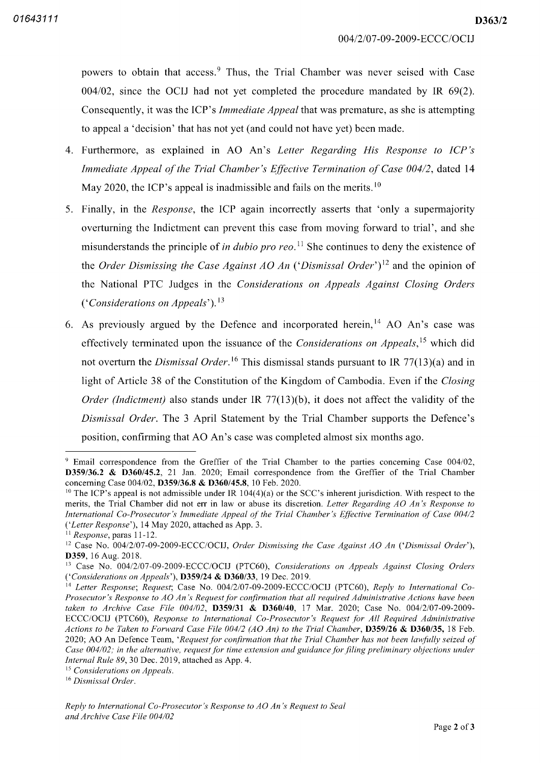powers to obtain that access.[9] Thus, the Trial Chamber was never seised with Case 004/02, since the OCIJ had not yet completed the procedure mandated by IR 69(2). Consequently, it was the ICP's *Immediate Appeal* that was premature, as she is attempting to appeal a 'decision' that has not yet (and could not have yet) been made.

4. Furthermore, as explained in AO An's *Letter Regarding His Response to ICP's Immediate Appeal of the Trial Chamber's Effective Termination of Case 004/2*, dated 14 May 2020, the ICP's appeal is inadmissible and fails on the merits.[10]

5. Finally, in the *Response*, the ICP again incorrectly asserts that 'only a supermajority overturning the Indictment can prevent this case from moving forward to trial', and she misunderstands the principle of *in dubio pro reo*.[11] She continues to deny the existence of the *Order Dismissing the Case Against AO An* ('*Dismissal Order*')[12] and the opinion of the National PTC Judges in the *Considerations on Appeals Against Closing Orders* ('*Considerations on Appeals*').[13]

6. As previously argued by the Defence and incorporated herein,[14] AO An's case was effectively terminated upon the issuance of the *Considerations on Appeals*,[15] which did not overturn the *Dismissal Order*.[16] This dismissal stands pursuant to IR 77(13)(a) and in light of Article 38 of the Constitution of the Kingdom of Cambodia. Even if the *Closing Order (Indictment)* also stands under IR 77(13)(b), it does not affect the validity of the *Dismissal Order*. The 3 April Statement by the Trial Chamber supports the Defence's position, confirming that AO An's case was completed almost six months ago.

---

[9] Email correspondence from the Greffier of the Trial Chamber to the parties concerning Case 004/02, **D359/36.2 & D360/45.2**, 21 Jan. 2020; Email correspondence from the Greffier of the Trial Chamber concerning Case 004/02, **D359/36.8 & D360/45.8**, 10 Feb. 2020.

[10] The ICP's appeal is not admissible under IR 104(4)(a) or the SCC's inherent jurisdiction. With respect to the merits, the Trial Chamber did not err in law or abuse its discretion. *Letter Regarding AO An's Response to International Co-Prosecutor's Immediate Appeal of the Trial Chamber's Effective Termination of Case 004/2* ('*Letter Response*'), 14 May 2020, attached as App. 3.

[11] *Response*, paras 11-12.

[12] Case No. 004/2/07-09-2009-ECCC/OCIJ, *Order Dismissing the Case Against AO An* ('*Dismissal Order*'), **D359**, 16 Aug. 2018.

[13] Case No. 004/2/07-09-2009-ECCC/OCIJ (PTC60), *Considerations on Appeals Against Closing Orders* ('*Considerations on Appeals*'), **D359/24 & D360/33**, 19 Dec. 2019.

[14] *Letter Response*; *Request*; Case No. 004/2/07-09-2009-ECCC/OCIJ (PTC60), *Reply to International Co-Prosecutor's Response to AO An's Request for confirmation that all required Administrative Actions have been taken to Archive Case File 004/02*, **D359/31 & D360/40**, 17 Mar. 2020; Case No. 004/2/07-09-2009-ECCC/OCIJ (PTC60), *Response to International Co-Prosecutor's Request for All Required Administrative Actions to be Taken to Forward Case File 004/2 (AO An) to the Trial Chamber*, **D359/26 & D360/35**, 18 Feb. 2020; AO An Defence Team, '*Request for confirmation that the Trial Chamber has not been lawfully seized of Case 004/02; in the alternative, request for time extension and guidance for filing preliminary objections under Internal Rule 89*, 30 Dec. 2019, attached as App. 4.

[15] *Considerations on Appeals*.

[16] *Dismissal Order*.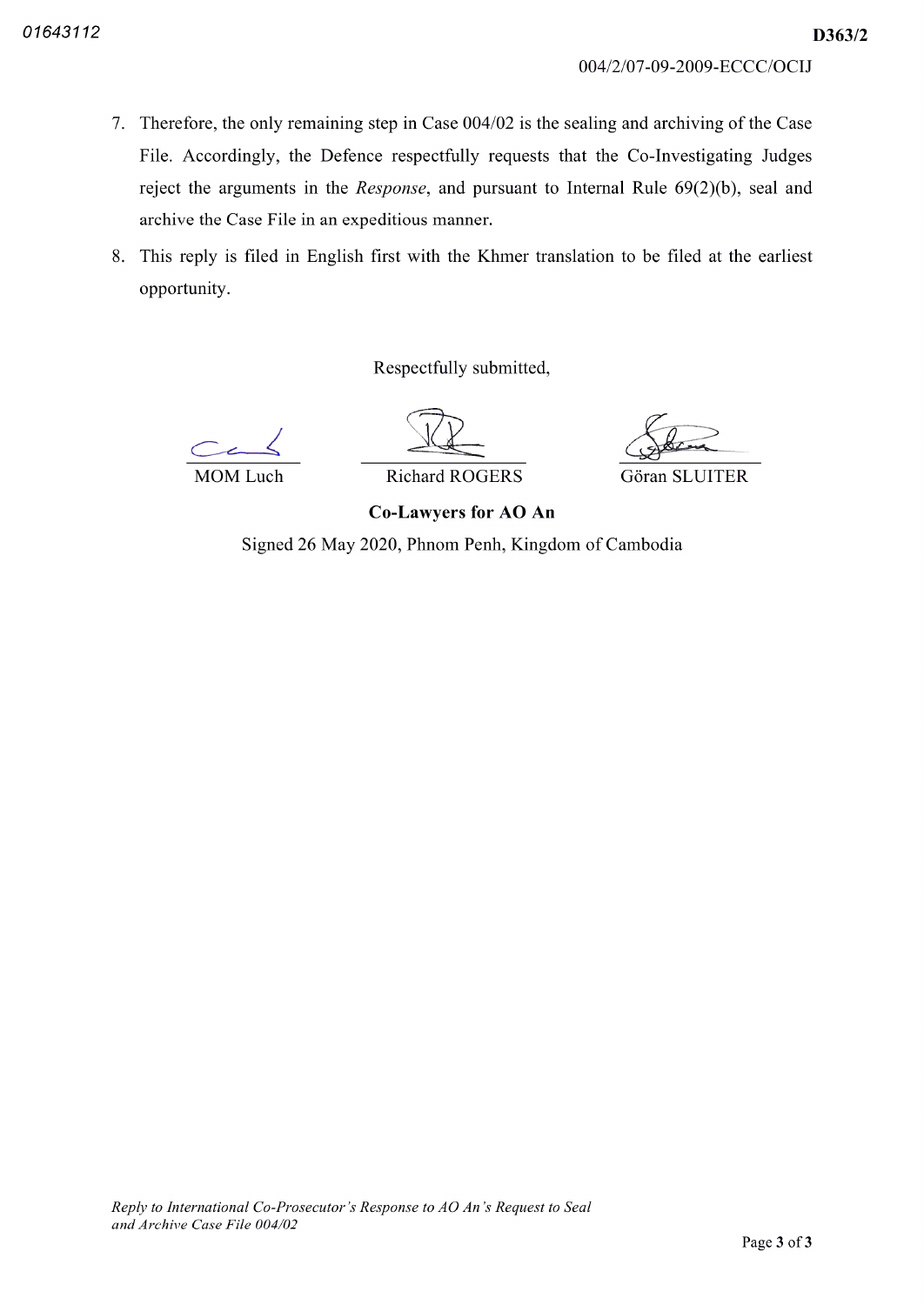7. Therefore, the only remaining step in Case 004/02 is the sealing and archiving of the Case File. Accordingly, the Defence respectfully requests that the Co-Investigating Judges reject the arguments in the *Response*, and pursuant to Internal Rule 69(2)(b), seal and archive the Case File in an expeditious manner.

8. This reply is filed in English first with the Khmer translation to be filed at the earliest opportunity.

Respectfully submitted,

| | | |
|---|---|---|
| MOM Luch | Richard ROGERS | Göran SLUITER |

**Co-Lawyers for AO An**

Signed 26 May 2020, Phnom Penh, Kingdom of Cambodia